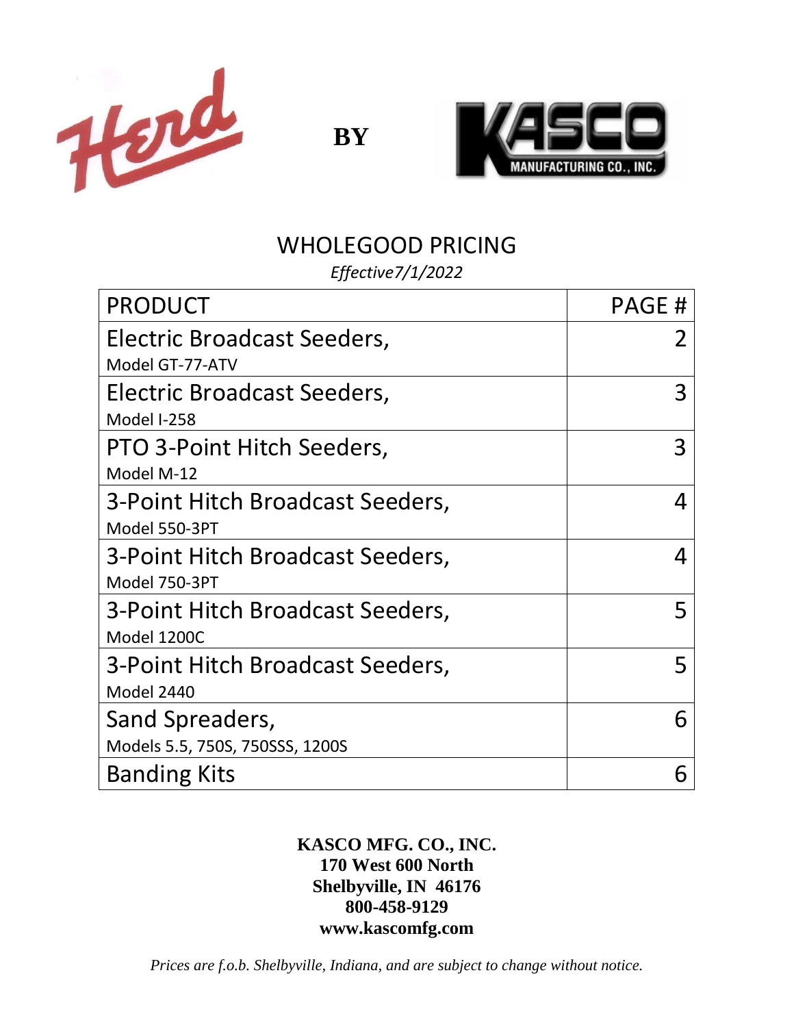Herd **BY** KASCO MANUFACTURING CO., INC.

# WHOLEGOOD PRICING

*Effective7/1/2022*

| PRODUCT | PAGE # |
|---|---|
| Electric Broadcast Seeders, Model GT-77-ATV | 2 |
| Electric Broadcast Seeders, Model I-258 | 3 |
| PTO 3-Point Hitch Seeders, Model M-12 | 3 |
| 3-Point Hitch Broadcast Seeders, Model 550-3PT | 4 |
| 3-Point Hitch Broadcast Seeders, Model 750-3PT | 4 |
| 3-Point Hitch Broadcast Seeders, Model 1200C | 5 |
| 3-Point Hitch Broadcast Seeders, Model 2440 | 5 |
| Sand Spreaders, Models 5.5, 750S, 750SSS, 1200S | 6 |
| Banding Kits | 6 |

**KASCO MFG. CO., INC.**
**170 West 600 North**
**Shelbyville, IN 46176**
**800-458-9129**
**www.kascomfg.com**

*Prices are f.o.b. Shelbyville, Indiana, and are subject to change without notice.*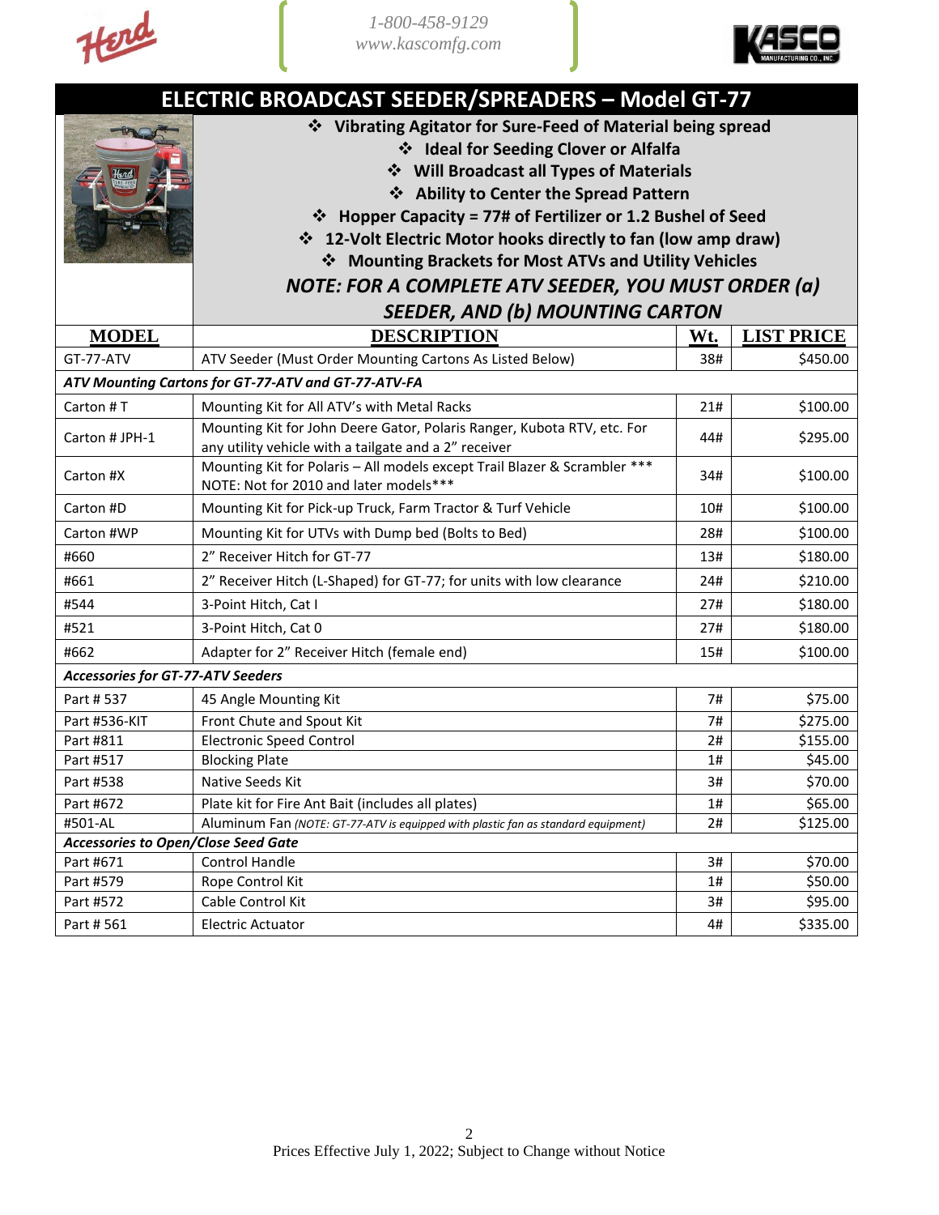1-800-458-9129
www.kascomfg.com

# ELECTRIC BROADCAST SEEDER/SPREADERS – Model GT-77

- **Vibrating Agitator for Sure-Feed of Material being spread**
- **Ideal for Seeding Clover or Alfalfa**
- **Will Broadcast all Types of Materials**
- **Ability to Center the Spread Pattern**
- **Hopper Capacity = 77# of Fertilizer or 1.2 Bushel of Seed**
- **12-Volt Electric Motor hooks directly to fan (low amp draw)**
- **Mounting Brackets for Most ATVs and Utility Vehicles**

***NOTE: FOR A COMPLETE ATV SEEDER, YOU MUST ORDER (a) SEEDER, AND (b) MOUNTING CARTON***

| MODEL | DESCRIPTION | Wt. | LIST PRICE |
|---|---|---|---|
| GT-77-ATV | ATV Seeder (Must Order Mounting Cartons As Listed Below) | 38# | $450.00 |
| ***ATV Mounting Cartons for GT-77-ATV and GT-77-ATV-FA*** | | | |
| Carton # T | Mounting Kit for All ATV's with Metal Racks | 21# | $100.00 |
| Carton # JPH-1 | Mounting Kit for John Deere Gator, Polaris Ranger, Kubota RTV, etc. For any utility vehicle with a tailgate and a 2" receiver | 44# | $295.00 |
| Carton #X | Mounting Kit for Polaris – All models except Trail Blazer & Scrambler *** NOTE: Not for 2010 and later models*** | 34# | $100.00 |
| Carton #D | Mounting Kit for Pick-up Truck, Farm Tractor & Turf Vehicle | 10# | $100.00 |
| Carton #WP | Mounting Kit for UTVs with Dump bed (Bolts to Bed) | 28# | $100.00 |
| #660 | 2" Receiver Hitch for GT-77 | 13# | $180.00 |
| #661 | 2" Receiver Hitch (L-Shaped) for GT-77; for units with low clearance | 24# | $210.00 |
| #544 | 3-Point Hitch, Cat I | 27# | $180.00 |
| #521 | 3-Point Hitch, Cat 0 | 27# | $180.00 |
| #662 | Adapter for 2" Receiver Hitch (female end) | 15# | $100.00 |
| ***Accessories for GT-77-ATV Seeders*** | | | |
| Part # 537 | 45 Angle Mounting Kit | 7# | $75.00 |
| Part #536-KIT | Front Chute and Spout Kit | 7# | $275.00 |
| Part #811 | Electronic Speed Control | 2# | $155.00 |
| Part #517 | Blocking Plate | 1# | $45.00 |
| Part #538 | Native Seeds Kit | 3# | $70.00 |
| Part #672 | Plate kit for Fire Ant Bait (includes all plates) | 1# | $65.00 |
| #501-AL | Aluminum Fan *(NOTE: GT-77-ATV is equipped with plastic fan as standard equipment)* | 2# | $125.00 |
| ***Accessories to Open/Close Seed Gate*** | | | |
| Part #671 | Control Handle | 3# | $70.00 |
| Part #579 | Rope Control Kit | 1# | $50.00 |
| Part #572 | Cable Control Kit | 3# | $95.00 |
| Part # 561 | Electric Actuator | 4# | $335.00 |

Prices Effective July 1, 2022; Subject to Change without Notice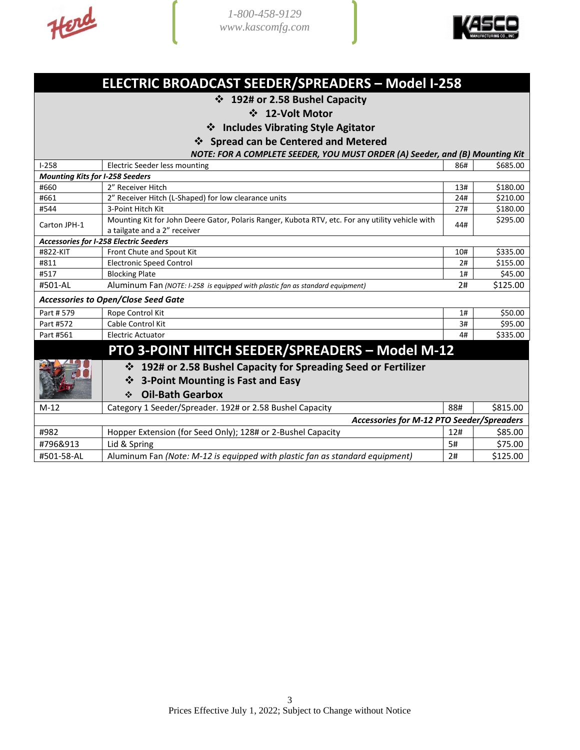## ELECTRIC BROADCAST SEEDER/SPREADERS – Model I-258

- 192# or 2.58 Bushel Capacity
- 12-Volt Motor
- Includes Vibrating Style Agitator
- Spread can be Centered and Metered

***NOTE: FOR A COMPLETE SEEDER, YOU MUST ORDER (A) Seeder, and (B) Mounting Kit***

| | | | |
|---|---|---|---|
| I-258 | Electric Seeder less mounting | 86# | $685.00 |
| ***Mounting Kits for I-258 Seeders*** | | | |
| #660 | 2" Receiver Hitch | 13# | $180.00 |
| #661 | 2" Receiver Hitch (L-Shaped) for low clearance units | 24# | $210.00 |
| #544 | 3-Point Hitch Kit | 27# | $180.00 |
| Carton JPH-1 | Mounting Kit for John Deere Gator, Polaris Ranger, Kubota RTV, etc. For any utility vehicle with a tailgate and a 2" receiver | 44# | $295.00 |
| ***Accessories for I-258 Electric Seeders*** | | | |
| #822-KIT | Front Chute and Spout Kit | 10# | $335.00 |
| #811 | Electronic Speed Control | 2# | $155.00 |
| #517 | Blocking Plate | 1# | $45.00 |
| #501-AL | Aluminum Fan *(NOTE: I-258 is equipped with plastic fan as standard equipment)* | 2# | $125.00 |
| ***Accessories to Open/Close Seed Gate*** | | | |
| Part # 579 | Rope Control Kit | 1# | $50.00 |
| Part #572 | Cable Control Kit | 3# | $95.00 |
| Part #561 | Electric Actuator | 4# | $335.00 |

## PTO 3-POINT HITCH SEEDER/SPREADERS – Model M-12

- 192# or 2.58 Bushel Capacity for Spreading Seed or Fertilizer
- 3-Point Mounting is Fast and Easy
- Oil-Bath Gearbox

| | | | |
|---|---|---|---|
| M-12 | Category 1 Seeder/Spreader. 192# or 2.58 Bushel Capacity | 88# | $815.00 |
| ***Accessories for M-12 PTO Seeder/Spreaders*** | | | |
| #982 | Hopper Extension (for Seed Only); 128# or 2-Bushel Capacity | 12# | $85.00 |
| #796&913 | Lid & Spring | 5# | $75.00 |
| #501-58-AL | Aluminum Fan *(Note: M-12 is equipped with plastic fan as standard equipment)* | 2# | $125.00 |

Prices Effective July 1, 2022; Subject to Change without Notice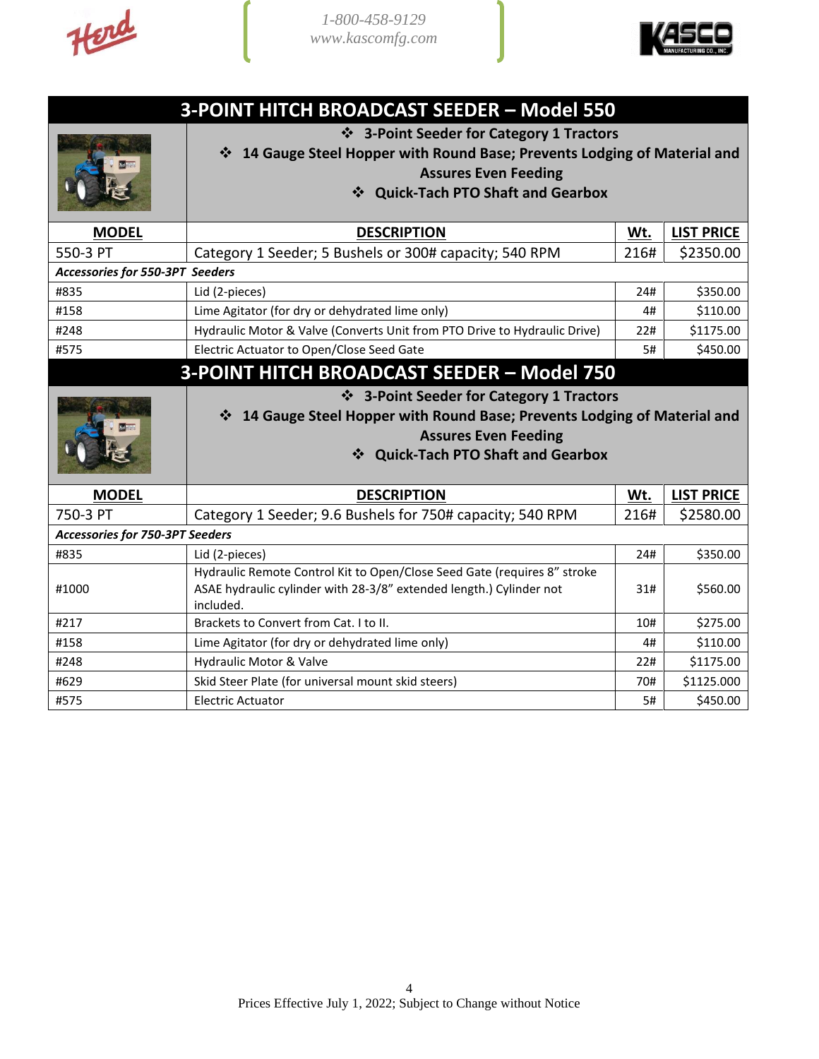1-800-458-9129
www.kascomfg.com

## 3-POINT HITCH BROADCAST SEEDER – Model 550

- **3-Point Seeder for Category 1 Tractors**
- **14 Gauge Steel Hopper with Round Base; Prevents Lodging of Material and Assures Even Feeding**
- **Quick-Tach PTO Shaft and Gearbox**

| MODEL | DESCRIPTION | Wt. | LIST PRICE |
|---|---|---|---|
| 550-3 PT | Category 1 Seeder; 5 Bushels or 300# capacity; 540 RPM | 216# | $2350.00 |
| ***Accessories for 550-3PT Seeders*** | | | |
| #835 | Lid (2-pieces) | 24# | $350.00 |
| #158 | Lime Agitator (for dry or dehydrated lime only) | 4# | $110.00 |
| #248 | Hydraulic Motor & Valve (Converts Unit from PTO Drive to Hydraulic Drive) | 22# | $1175.00 |
| #575 | Electric Actuator to Open/Close Seed Gate | 5# | $450.00 |

## 3-POINT HITCH BROADCAST SEEDER – Model 750

- **3-Point Seeder for Category 1 Tractors**
- **14 Gauge Steel Hopper with Round Base; Prevents Lodging of Material and Assures Even Feeding**
- **Quick-Tach PTO Shaft and Gearbox**

| MODEL | DESCRIPTION | Wt. | LIST PRICE |
|---|---|---|---|
| 750-3 PT | Category 1 Seeder; 9.6 Bushels for 750# capacity; 540 RPM | 216# | $2580.00 |
| ***Accessories for 750-3PT Seeders*** | | | |
| #835 | Lid (2-pieces) | 24# | $350.00 |
| #1000 | Hydraulic Remote Control Kit to Open/Close Seed Gate (requires 8" stroke ASAE hydraulic cylinder with 28-3/8" extended length.) Cylinder not included. | 31# | $560.00 |
| #217 | Brackets to Convert from Cat. I to II. | 10# | $275.00 |
| #158 | Lime Agitator (for dry or dehydrated lime only) | 4# | $110.00 |
| #248 | Hydraulic Motor & Valve | 22# | $1175.00 |
| #629 | Skid Steer Plate (for universal mount skid steers) | 70# | $1125.000 |
| #575 | Electric Actuator | 5# | $450.00 |

Prices Effective July 1, 2022; Subject to Change without Notice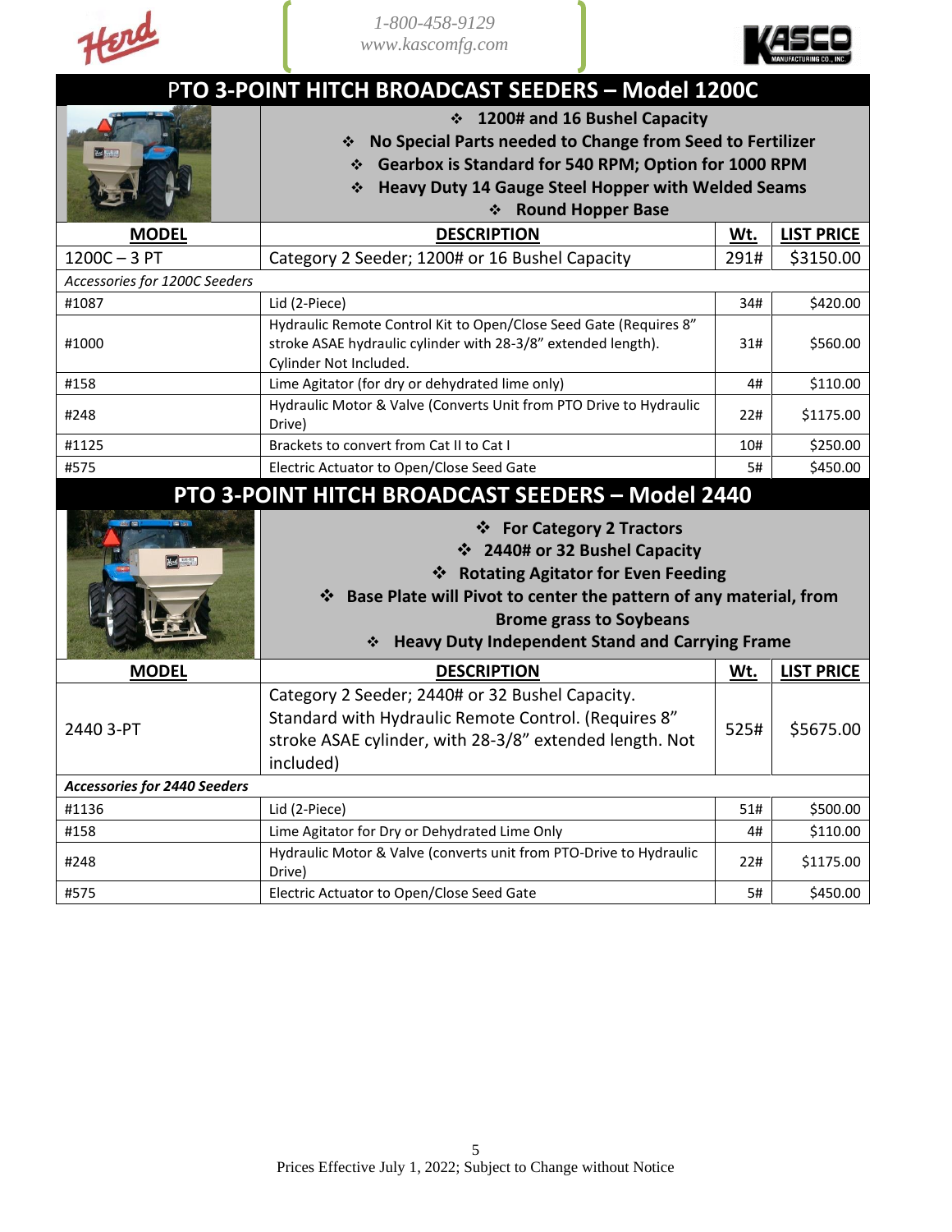1-800-458-9129
www.kascomfg.com

## PTO 3-POINT HITCH BROADCAST SEEDERS – Model 1200C

- **1200# and 16 Bushel Capacity**
- **No Special Parts needed to Change from Seed to Fertilizer**
- **Gearbox is Standard for 540 RPM; Option for 1000 RPM**
- **Heavy Duty 14 Gauge Steel Hopper with Welded Seams**
- **Round Hopper Base**

| MODEL | DESCRIPTION | Wt. | LIST PRICE |
|---|---|---|---|
| 1200C – 3 PT | Category 2 Seeder; 1200# or 16 Bushel Capacity | 291# | $3150.00 |
| *Accessories for 1200C Seeders* | | | |
| #1087 | Lid (2-Piece) | 34# | $420.00 |
| #1000 | Hydraulic Remote Control Kit to Open/Close Seed Gate (Requires 8" stroke ASAE hydraulic cylinder with 28-3/8" extended length). Cylinder Not Included. | 31# | $560.00 |
| #158 | Lime Agitator (for dry or dehydrated lime only) | 4# | $110.00 |
| #248 | Hydraulic Motor & Valve (Converts Unit from PTO Drive to Hydraulic Drive) | 22# | $1175.00 |
| #1125 | Brackets to convert from Cat II to Cat I | 10# | $250.00 |
| #575 | Electric Actuator to Open/Close Seed Gate | 5# | $450.00 |

## PTO 3-POINT HITCH BROADCAST SEEDERS – Model 2440

- **For Category 2 Tractors**
- **2440# or 32 Bushel Capacity**
- **Rotating Agitator for Even Feeding**
- **Base Plate will Pivot to center the pattern of any material, from Brome grass to Soybeans**
- **Heavy Duty Independent Stand and Carrying Frame**

| MODEL | DESCRIPTION | Wt. | LIST PRICE |
|---|---|---|---|
| 2440 3-PT | Category 2 Seeder; 2440# or 32 Bushel Capacity. Standard with Hydraulic Remote Control. (Requires 8" stroke ASAE cylinder, with 28-3/8" extended length. Not included) | 525# | $5675.00 |
| ***Accessories for 2440 Seeders*** | | | |
| #1136 | Lid (2-Piece) | 51# | $500.00 |
| #158 | Lime Agitator for Dry or Dehydrated Lime Only | 4# | $110.00 |
| #248 | Hydraulic Motor & Valve (converts unit from PTO-Drive to Hydraulic Drive) | 22# | $1175.00 |
| #575 | Electric Actuator to Open/Close Seed Gate | 5# | $450.00 |

Prices Effective July 1, 2022; Subject to Change without Notice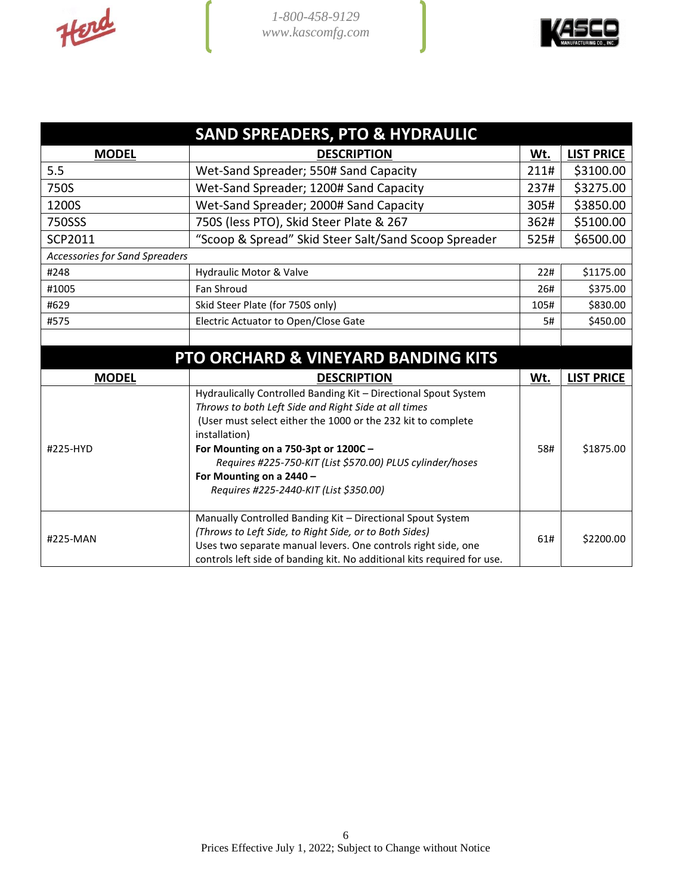| SAND SPREADERS, PTO & HYDRAULIC | | | |
|---|---|---|---|
| **MODEL** | **DESCRIPTION** | **Wt.** | **LIST PRICE** |
| 5.5 | Wet-Sand Spreader; 550# Sand Capacity | 211# | $3100.00 |
| 750S | Wet-Sand Spreader; 1200# Sand Capacity | 237# | $3275.00 |
| 1200S | Wet-Sand Spreader; 2000# Sand Capacity | 305# | $3850.00 |
| 750SSS | 750S (less PTO), Skid Steer Plate & 267 | 362# | $5100.00 |
| SCP2011 | "Scoop & Spread" Skid Steer Salt/Sand Scoop Spreader | 525# | $6500.00 |
| *Accessories for Sand Spreaders* | | | |
| #248 | Hydraulic Motor & Valve | 22# | $1175.00 |
| #1005 | Fan Shroud | 26# | $375.00 |
| #629 | Skid Steer Plate (for 750S only) | 105# | $830.00 |
| #575 | Electric Actuator to Open/Close Gate | 5# | $450.00 |

| PTO ORCHARD & VINEYARD BANDING KITS | | | |
|---|---|---|---|
| **MODEL** | **DESCRIPTION** | **Wt.** | **LIST PRICE** |
| #225-HYD | Hydraulically Controlled Banding Kit – Directional Spout System<br>*Throws to both Left Side and Right Side at all times*<br>(User must select either the 1000 or the 232 kit to complete installation)<br>**For Mounting on a 750-3pt or 1200C –**<br>*Requires #225-750-KIT (List $570.00) PLUS cylinder/hoses*<br>**For Mounting on a 2440 –**<br>*Requires #225-2440-KIT (List $350.00)* | 58# | $1875.00 |
| #225-MAN | Manually Controlled Banding Kit – Directional Spout System<br>*(Throws to Left Side, to Right Side, or to Both Sides)*<br>Uses two separate manual levers. One controls right side, one controls left side of banding kit. No additional kits required for use. | 61# | $2200.00 |